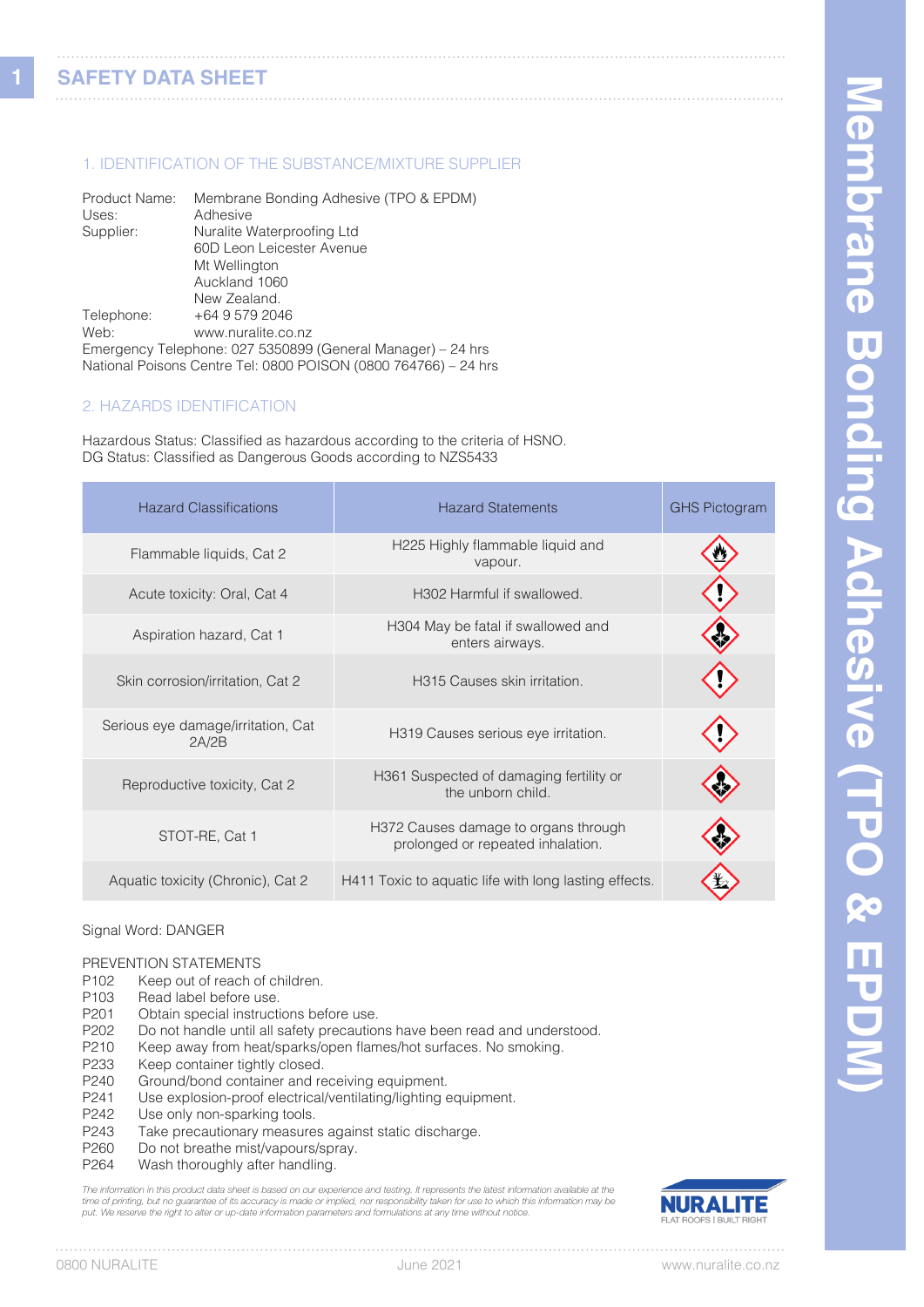# SAFETY DATA SHEET

## 1. IDENTIFICATION OF THE SUBSTANCE/MIXTURE SUPPLIER

Product Name: Membrane Bonding Adhesive (TPO & EPDM)
Uses: Adhesive
Supplier: Nuralite Waterproofing Ltd
60D Leon Leicester Avenue
Mt Wellington
Auckland 1060
New Zealand.
Telephone: +64 9 579 2046
Web: www.nuralite.co.nz
Emergency Telephone: 027 5350899 (General Manager) – 24 hrs
National Poisons Centre Tel: 0800 POISON (0800 764766) – 24 hrs

## 2. HAZARDS IDENTIFICATION

Hazardous Status: Classified as hazardous according to the criteria of HSNO.
DG Status: Classified as Dangerous Goods according to NZS5433

| Hazard Classifications | Hazard Statements | GHS Pictogram |
|---|---|---|
| Flammable liquids, Cat 2 | H225 Highly flammable liquid and vapour. | |
| Acute toxicity: Oral, Cat 4 | H302 Harmful if swallowed. | |
| Aspiration hazard, Cat 1 | H304 May be fatal if swallowed and enters airways. | |
| Skin corrosion/irritation, Cat 2 | H315 Causes skin irritation. | |
| Serious eye damage/irritation, Cat 2A/2B | H319 Causes serious eye irritation. | |
| Reproductive toxicity, Cat 2 | H361 Suspected of damaging fertility or the unborn child. | |
| STOT-RE, Cat 1 | H372 Causes damage to organs through prolonged or repeated inhalation. | |
| Aquatic toxicity (Chronic), Cat 2 | H411 Toxic to aquatic life with long lasting effects. | |

Signal Word: DANGER

PREVENTION STATEMENTS

P102 Keep out of reach of children.
P103 Read label before use.
P201 Obtain special instructions before use.
P202 Do not handle until all safety precautions have been read and understood.
P210 Keep away from heat/sparks/open flames/hot surfaces. No smoking.
P233 Keep container tightly closed.
P240 Ground/bond container and receiving equipment.
P241 Use explosion-proof electrical/ventilating/lighting equipment.
P242 Use only non-sparking tools.
P243 Take precautionary measures against static discharge.
P260 Do not breathe mist/vapours/spray.
P264 Wash thoroughly after handling.

*The information in this product data sheet is based on our experience and testing. It represents the latest information available at the time of printing, but no guarantee of its accuracy is made or implied, nor responsibility taken for use to which this information may be put. We reserve the right to alter or up-date information parameters and formulations at any time without notice.*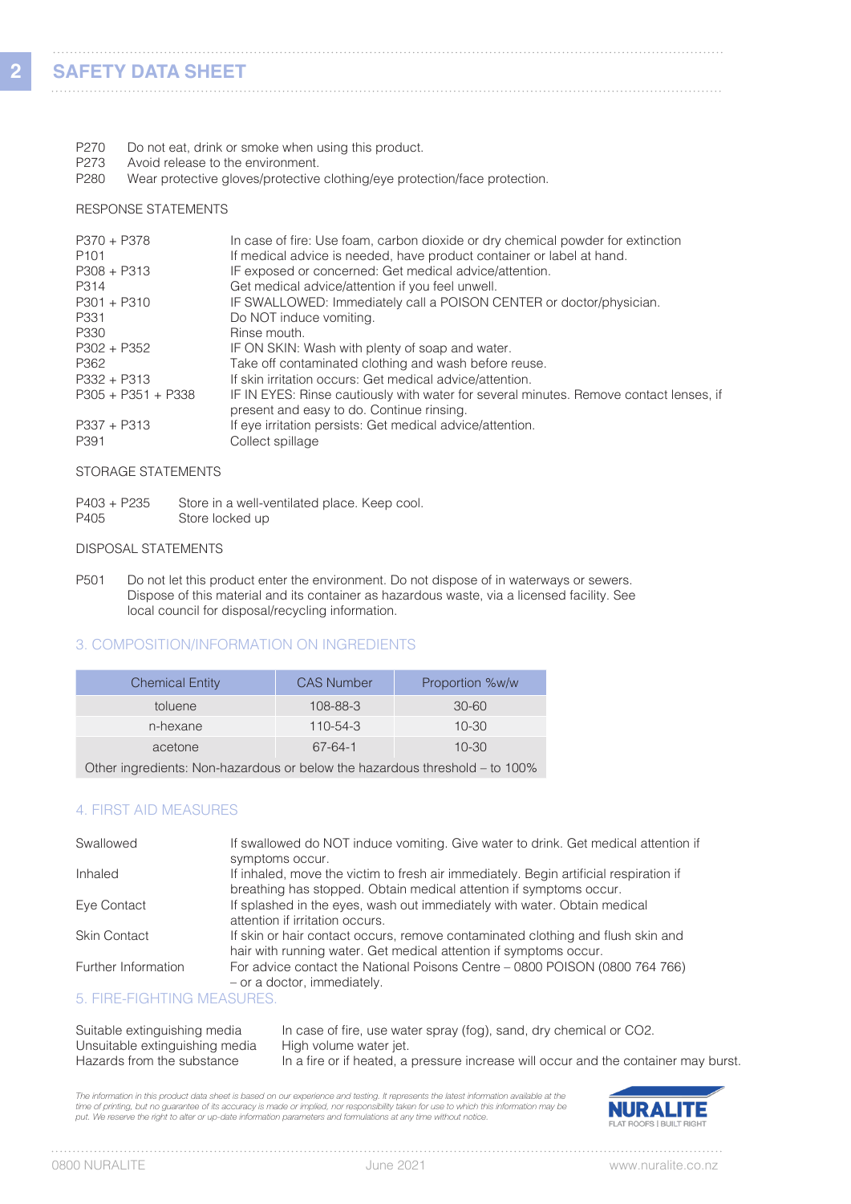| | |
|---|---|
| P270 | Do not eat, drink or smoke when using this product. |
| P273 | Avoid release to the environment. |
| P280 | Wear protective gloves/protective clothing/eye protection/face protection. |

RESPONSE STATEMENTS

| | |
|---|---|
| P370 + P378 | In case of fire: Use foam, carbon dioxide or dry chemical powder for extinction |
| P101 | If medical advice is needed, have product container or label at hand. |
| P308 + P313 | IF exposed or concerned: Get medical advice/attention. |
| P314 | Get medical advice/attention if you feel unwell. |
| P301 + P310 | IF SWALLOWED: Immediately call a POISON CENTER or doctor/physician. |
| P331 | Do NOT induce vomiting. |
| P330 | Rinse mouth. |
| P302 + P352 | IF ON SKIN: Wash with plenty of soap and water. |
| P362 | Take off contaminated clothing and wash before reuse. |
| P332 + P313 | If skin irritation occurs: Get medical advice/attention. |
| P305 + P351 + P338 | IF IN EYES: Rinse cautiously with water for several minutes. Remove contact lenses, if present and easy to do. Continue rinsing. |
| P337 + P313 | If eye irritation persists: Get medical advice/attention. |
| P391 | Collect spillage |

STORAGE STATEMENTS

| | |
|---|---|
| P403 + P235 | Store in a well-ventilated place. Keep cool. |
| P405 | Store locked up |

DISPOSAL STATEMENTS

| | |
|---|---|
| P501 | Do not let this product enter the environment. Do not dispose of in waterways or sewers. Dispose of this material and its container as hazardous waste, via a licensed facility. See local council for disposal/recycling information. |

## 3. COMPOSITION/INFORMATION ON INGREDIENTS

| Chemical Entity | CAS Number | Proportion %w/w |
|---|---|---|
| toluene | 108-88-3 | 30-60 |
| n-hexane | 110-54-3 | 10-30 |
| acetone | 67-64-1 | 10-30 |
| Other ingredients: Non-hazardous or below the hazardous threshold – to 100% | | |

## 4. FIRST AID MEASURES

| | |
|---|---|
| Swallowed | If swallowed do NOT induce vomiting. Give water to drink. Get medical attention if symptoms occur. |
| Inhaled | If inhaled, move the victim to fresh air immediately. Begin artificial respiration if breathing has stopped. Obtain medical attention if symptoms occur. |
| Eye Contact | If splashed in the eyes, wash out immediately with water. Obtain medical attention if irritation occurs. |
| Skin Contact | If skin or hair contact occurs, remove contaminated clothing and flush skin and hair with running water. Get medical attention if symptoms occur. |
| Further Information | For advice contact the National Poisons Centre – 0800 POISON (0800 764 766) – or a doctor, immediately. |

## 5. FIRE-FIGHTING MEASURES.

| | |
|---|---|
| Suitable extinguishing media | In case of fire, use water spray (fog), sand, dry chemical or CO2. |
| Unsuitable extinguishing media | High volume water jet. |
| Hazards from the substance | In a fire or if heated, a pressure increase will occur and the container may burst. |

*The information in this product data sheet is based on our experience and testing. It represents the latest information available at the time of printing, but no guarantee of its accuracy is made or implied, nor responsibility taken for use to which this information may be put. We reserve the right to alter or up-date information parameters and formulations at any time without notice.*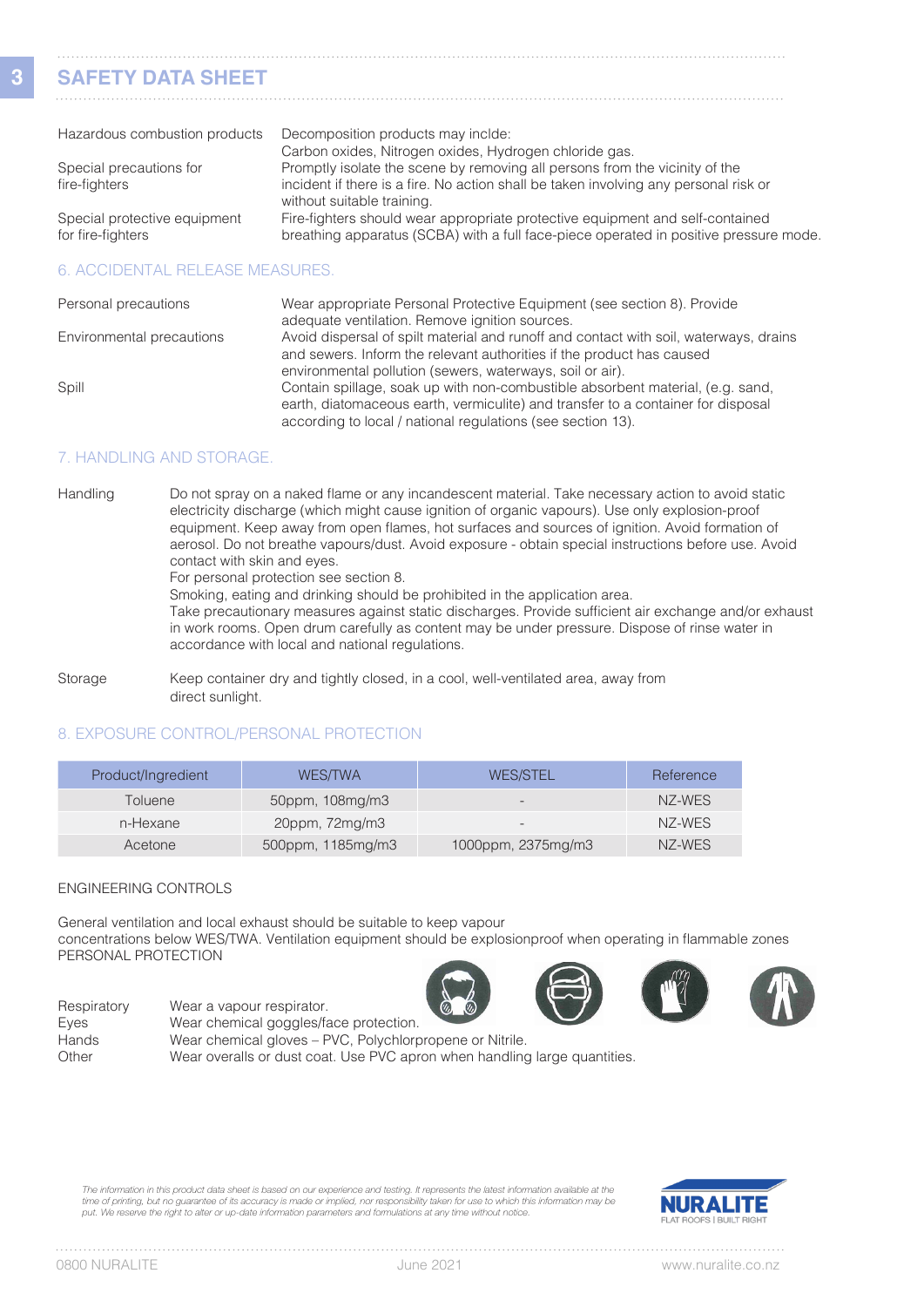## SAFETY DATA SHEET

| | |
|---|---|
| Hazardous combustion products | Decomposition products may inclde: Carbon oxides, Nitrogen oxides, Hydrogen chloride gas. |
| Special precautions for fire-fighters | Promptly isolate the scene by removing all persons from the vicinity of the incident if there is a fire. No action shall be taken involving any personal risk or without suitable training. |
| Special protective equipment for fire-fighters | Fire-fighters should wear appropriate protective equipment and self-contained breathing apparatus (SCBA) with a full face-piece operated in positive pressure mode. |

### 6. ACCIDENTAL RELEASE MEASURES.

| | |
|---|---|
| Personal precautions | Wear appropriate Personal Protective Equipment (see section 8). Provide adequate ventilation. Remove ignition sources. |
| Environmental precautions | Avoid dispersal of spilt material and runoff and contact with soil, waterways, drains and sewers. Inform the relevant authorities if the product has caused environmental pollution (sewers, waterways, soil or air). |
| Spill | Contain spillage, soak up with non-combustible absorbent material, (e.g. sand, earth, diatomaceous earth, vermiculite) and transfer to a container for disposal according to local / national regulations (see section 13). |

### 7. HANDLING AND STORAGE.

**Handling**

Do not spray on a naked flame or any incandescent material. Take necessary action to avoid static electricity discharge (which might cause ignition of organic vapours). Use only explosion-proof equipment. Keep away from open flames, hot surfaces and sources of ignition. Avoid formation of aerosol. Do not breathe vapours/dust. Avoid exposure - obtain special instructions before use. Avoid contact with skin and eyes.
For personal protection see section 8.
Smoking, eating and drinking should be prohibited in the application area.
Take precautionary measures against static discharges. Provide sufficient air exchange and/or exhaust in work rooms. Open drum carefully as content may be under pressure. Dispose of rinse water in accordance with local and national regulations.

**Storage**

Keep container dry and tightly closed, in a cool, well-ventilated area, away from direct sunlight.

### 8. EXPOSURE CONTROL/PERSONAL PROTECTION

| Product/Ingredient | WES/TWA | WES/STEL | Reference |
|---|---|---|---|
| Toluene | 50ppm, 108mg/m3 | - | NZ-WES |
| n-Hexane | 20ppm, 72mg/m3 | - | NZ-WES |
| Acetone | 500ppm, 1185mg/m3 | 1000ppm, 2375mg/m3 | NZ-WES |

ENGINEERING CONTROLS

General ventilation and local exhaust should be suitable to keep vapour concentrations below WES/TWA. Ventilation equipment should be explosionproof when operating in flammable zones

PERSONAL PROTECTION

| | |
|---|---|
| Respiratory | Wear a vapour respirator. |
| Eyes | Wear chemical goggles/face protection. |
| Hands | Wear chemical gloves – PVC, Polychlorpropene or Nitrile. |
| Other | Wear overalls or dust coat. Use PVC apron when handling large quantities. |

*The information in this product data sheet is based on our experience and testing. It represents the latest information available at the time of printing, but no guarantee of its accuracy is made or implied, nor responsibility taken for use to which this information may be put. We reserve the right to alter or up-date information parameters and formulations at any time without notice.*

NURALITE FLAT ROOFS | BUILT RIGHT

0800 NURALITE | June 2021 | www.nuralite.co.nz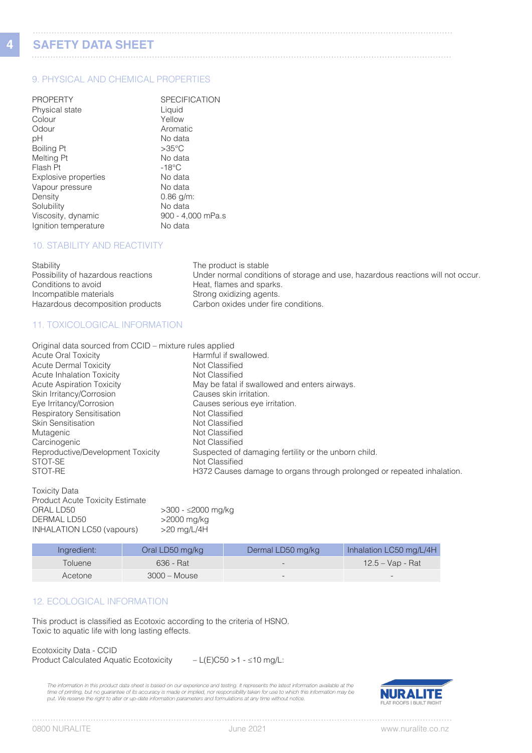# SAFETY DATA SHEET

## 9. PHYSICAL AND CHEMICAL PROPERTIES

| PROPERTY | SPECIFICATION |
|---|---|
| Physical state | Liquid |
| Colour | Yellow |
| Odour | Aromatic |
| pH | No data |
| Boiling Pt | >35°C |
| Melting Pt | No data |
| Flash Pt | -18°C |
| Explosive properties | No data |
| Vapour pressure | No data |
| Density | 0.86 g/m: |
| Solubility | No data |
| Viscosity, dynamic | 900 - 4,000 mPa.s |
| Ignition temperature | No data |

## 10. STABILITY AND REACTIVITY

| | |
|---|---|
| Stability | The product is stable |
| Possibility of hazardous reactions | Under normal conditions of storage and use, hazardous reactions will not occur. |
| Conditions to avoid | Heat, flames and sparks. |
| Incompatible materials | Strong oxidizing agents. |
| Hazardous decomposition products | Carbon oxides under fire conditions. |

## 11. TOXICOLOGICAL INFORMATION

Original data sourced from CCID – mixture rules applied

| | |
|---|---|
| Acute Oral Toxicity | Harmful if swallowed. |
| Acute Dermal Toxicity | Not Classified |
| Acute Inhalation Toxicity | Not Classified |
| Acute Aspiration Toxicity | May be fatal if swallowed and enters airways. |
| Skin Irritancy/Corrosion | Causes skin irritation. |
| Eye Irritancy/Corrosion | Causes serious eye irritation. |
| Respiratory Sensitisation | Not Classified |
| Skin Sensitisation | Not Classified |
| Mutagenic | Not Classified |
| Carcinogenic | Not Classified |
| Reproductive/Development Toxicity | Suspected of damaging fertility or the unborn child. |
| STOT-SE | Not Classified |
| STOT-RE | H372 Causes damage to organs through prolonged or repeated inhalation. |

Toxicity Data

Product Acute Toxicity Estimate

| | |
|---|---|
| ORAL LD50 | >300 - ≤2000 mg/kg |
| DERMAL LD50 | >2000 mg/kg |
| INHALATION LC50 (vapours) | >20 mg/L/4H |

| Ingredient: | Oral LD50 mg/kg | Dermal LD50 mg/kg | Inhalation LC50 mg/L/4H |
|---|---|---|---|
| Toluene | 636 - Rat | - | 12.5 – Vap - Rat |
| Acetone | 3000 – Mouse | - | - |

## 12. ECOLOGICAL INFORMATION

This product is classified as Ecotoxic according to the criteria of HSNO.
Toxic to aquatic life with long lasting effects.

Ecotoxicity Data - CCID
Product Calculated Aquatic Ecotoxicity – L(E)C50 >1 - ≤10 mg/L:

*The information in this product data sheet is based on our experience and testing. It represents the latest information available at the time of printing, but no guarantee of its accuracy is made or implied, nor responsibility taken for use to which this information may be put. We reserve the right to alter or up-date information parameters and formulations at any time without notice.*

NURALITE FLAT ROOFS | BUILT RIGHT

0800 NURALITE June 2021 www.nuralite.co.nz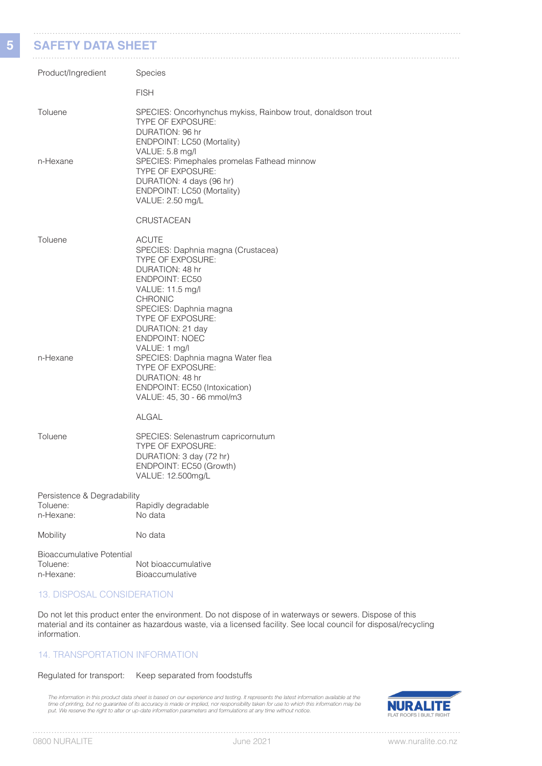## SAFETY DATA SHEET

| Product/Ingredient | Species |
|---|---|
| | FISH |
| Toluene | SPECIES: Oncorhynchus mykiss, Rainbow trout, donaldson trout<br>TYPE OF EXPOSURE:<br>DURATION: 96 hr<br>ENDPOINT: LC50 (Mortality)<br>VALUE: 5.8 mg/l |
| n-Hexane | SPECIES: Pimephales promelas Fathead minnow<br>TYPE OF EXPOSURE:<br>DURATION: 4 days (96 hr)<br>ENDPOINT: LC50 (Mortality)<br>VALUE: 2.50 mg/L |
| | CRUSTACEAN |
| Toluene | ACUTE<br>SPECIES: Daphnia magna (Crustacea)<br>TYPE OF EXPOSURE:<br>DURATION: 48 hr<br>ENDPOINT: EC50<br>VALUE: 11.5 mg/l<br>CHRONIC<br>SPECIES: Daphnia magna<br>TYPE OF EXPOSURE:<br>DURATION: 21 day<br>ENDPOINT: NOEC<br>VALUE: 1 mg/l |
| n-Hexane | SPECIES: Daphnia magna Water flea<br>TYPE OF EXPOSURE:<br>DURATION: 48 hr<br>ENDPOINT: EC50 (Intoxication)<br>VALUE: 45, 30 - 66 mmol/m3 |
| | ALGAL |
| Toluene | SPECIES: Selenastrum capricornutum<br>TYPE OF EXPOSURE:<br>DURATION: 3 day (72 hr)<br>ENDPOINT: EC50 (Growth)<br>VALUE: 12.500mg/L |

Persistence & Degradability

| | |
|---|---|
| Toluene: | Rapidly degradable |
| n-Hexane: | No data |
| Mobility | No data |

Bioaccumulative Potential

| | |
|---|---|
| Toluene: | Not bioaccumulative |
| n-Hexane: | Bioaccumulative |

### 13. DISPOSAL CONSIDERATION

Do not let this product enter the environment. Do not dispose of in waterways or sewers. Dispose of this material and its container as hazardous waste, via a licensed facility. See local council for disposal/recycling information.

### 14. TRANSPORTATION INFORMATION

Regulated for transport: Keep separated from foodstuffs

*The information in this product data sheet is based on our experience and testing. It represents the latest information available at the time of printing, but no guarantee of its accuracy is made or implied, nor responsibility taken for use to which this information may be put. We reserve the right to alter or up-date information parameters and formulations at any time without notice.*

NURALITE FLAT ROOFS | BUILT RIGHT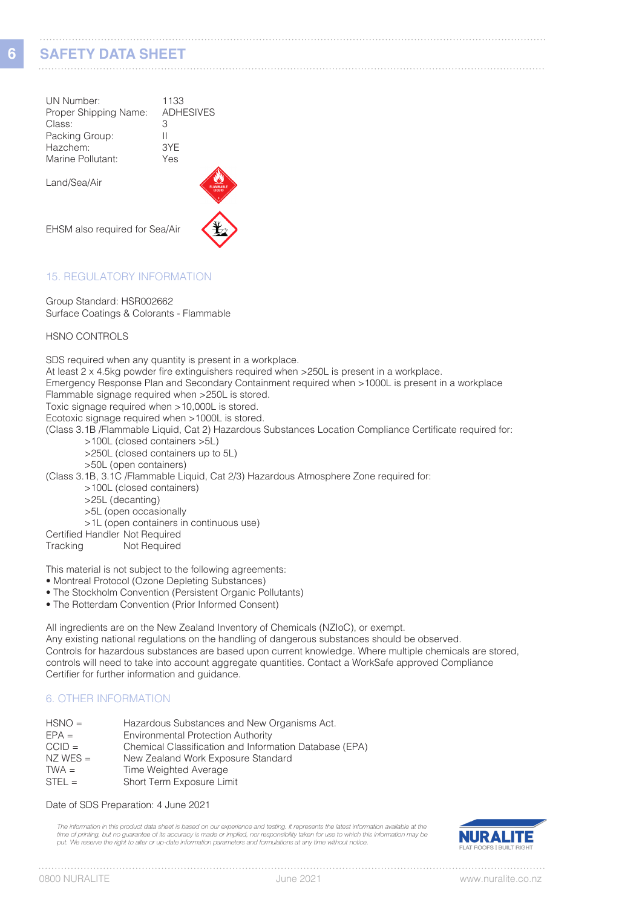## SAFETY DATA SHEET

| | |
|---|---|
| UN Number: | 1133 |
| Proper Shipping Name: | ADHESIVES |
| Class: | 3 |
| Packing Group: | II |
| Hazchem: | 3YE |
| Marine Pollutant: | Yes |

Land/Sea/Air

EHSM also required for Sea/Air

### 15. REGULATORY INFORMATION

Group Standard: HSR002662
Surface Coatings & Colorants - Flammable

HSNO CONTROLS

SDS required when any quantity is present in a workplace.
At least 2 x 4.5kg powder fire extinguishers required when >250L is present in a workplace.
Emergency Response Plan and Secondary Containment required when >1000L is present in a workplace
Flammable signage required when >250L is stored.
Toxic signage required when >10,000L is stored.
Ecotoxic signage required when >1000L is stored.
(Class 3.1B /Flammable Liquid, Cat 2) Hazardous Substances Location Compliance Certificate required for:

- >100L (closed containers >5L)
- >250L (closed containers up to 5L)
- >50L (open containers)

(Class 3.1B, 3.1C /Flammable Liquid, Cat 2/3) Hazardous Atmosphere Zone required for:

- >100L (closed containers)
- >25L (decanting)
- >5L (open occasionally
- >1L (open containers in continuous use)

Certified Handler Not Required
Tracking Not Required

This material is not subject to the following agreements:

- Montreal Protocol (Ozone Depleting Substances)
- The Stockholm Convention (Persistent Organic Pollutants)
- The Rotterdam Convention (Prior Informed Consent)

All ingredients are on the New Zealand Inventory of Chemicals (NZIoC), or exempt.
Any existing national regulations on the handling of dangerous substances should be observed.
Controls for hazardous substances are based upon current knowledge. Where multiple chemicals are stored, controls will need to take into account aggregate quantities. Contact a WorkSafe approved Compliance Certifier for further information and guidance.

### 6. OTHER INFORMATION

| | |
|---|---|
| HSNO = | Hazardous Substances and New Organisms Act. |
| EPA = | Environmental Protection Authority |
| CCID = | Chemical Classification and Information Database (EPA) |
| NZ WES = | New Zealand Work Exposure Standard |
| TWA = | Time Weighted Average |
| STEL = | Short Term Exposure Limit |

Date of SDS Preparation: 4 June 2021

*The information in this product data sheet is based on our experience and testing. It represents the latest information available at the time of printing, but no guarantee of its accuracy is made or implied, nor responsibility taken for use to which this information may be put. We reserve the right to alter or up-date information parameters and formulations at any time without notice.*

NURALITE
FLAT ROOFS | BUILT RIGHT